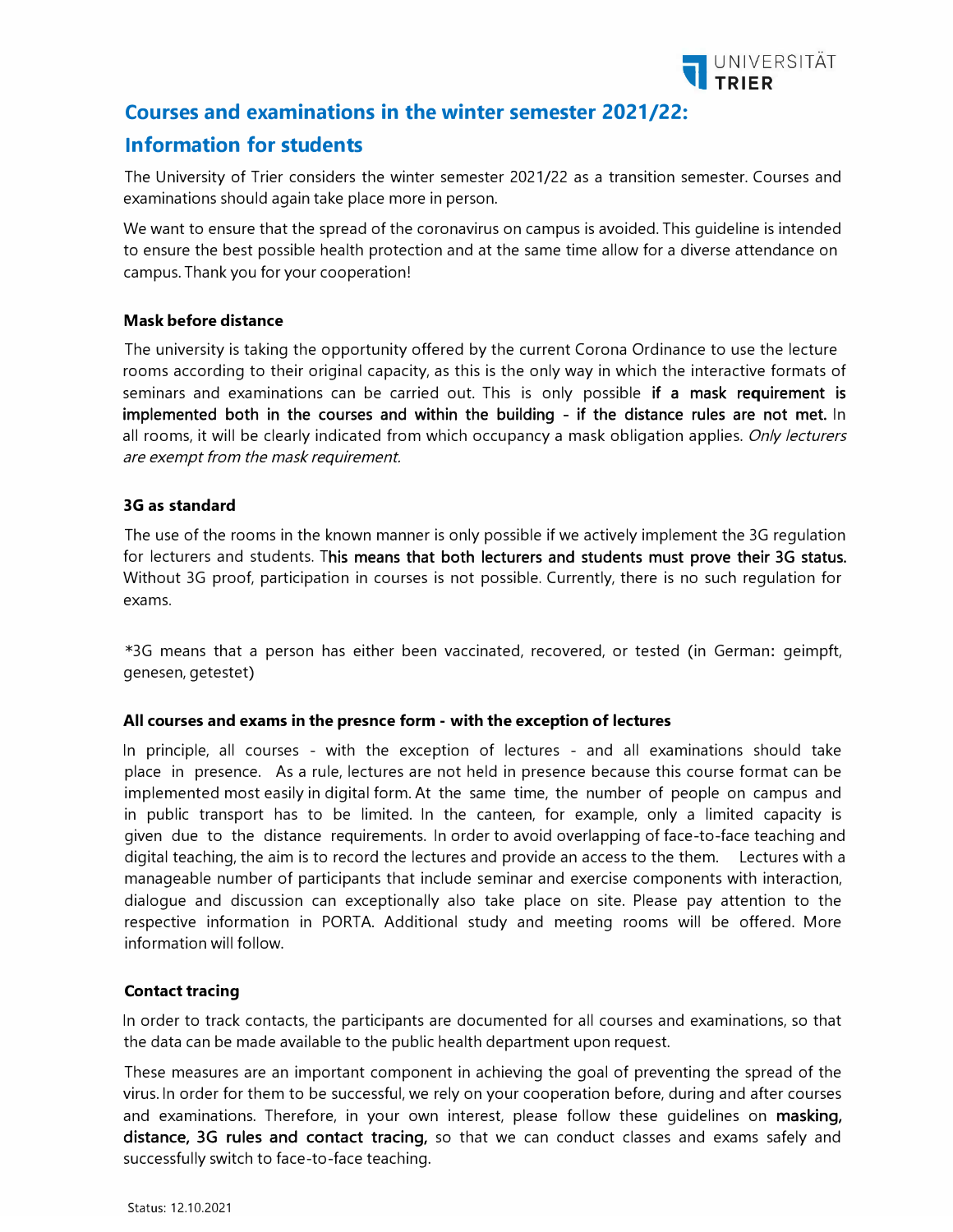# Courses and examinations in the winter semester 2021/22: Information for students

The University of Trier considers the winter semester 2021/22 as a transition semester. Courses and examinations should again take place more in person.

We want to ensure that the spread of the coronavirus on campus is avoided. This guideline is intended to ensure the best possible health protection and at the same time allow for a diverse attendance on campus. Thank you for your cooperation!

### Mask before distance

The university is taking the opportunity offered by the current Corona Ordinance to use the lecture rooms according to their original capacity, as this is the only way in which the interactive formats of seminars and examinations can be carried out. This is only possible **if a mask requirement is implemented both in the courses and within the building - if the distance rules are not met.** In all rooms, it will be clearly indicated from which occupancy a mask obligation applies. *Only lecturers are exempt from the mask requirement.*

### 3G as standard

The use of the rooms in the known manner is only possible if we actively implement the 3G regulation for lecturers and students. **This means that both lecturers and students must prove their 3G status.** Without 3G proof, participation in courses is not possible. Currently, there is no such regulation for exams.

*3G means that a person has either been vaccinated, recovered, or tested (in German: geimpft, genesen, getestet)

### All courses and exams in the presnce form - with the exception of lectures

In principle, all courses - with the exception of lectures - and all examinations should take place in presence. As a rule, lectures are not held in presence because this course format can be implemented most easily in digital form. At the same time, the number of people on campus and in public transport has to be limited. In the canteen, for example, only a limited capacity is given due to the distance requirements. In order to avoid overlapping of face-to-face teaching and digital teaching, the aim is to record the lectures and provide an access to the them. Lectures with a manageable number of participants that include seminar and exercise components with interaction, dialogue and discussion can exceptionally also take place on site. Please pay attention to the respective information in PORTA. Additional study and meeting rooms will be offered. More information will follow.

### Contact tracing

In order to track contacts, the participants are documented for all courses and examinations, so that the data can be made available to the public health department upon request.

These measures are an important component in achieving the goal of preventing the spread of the virus. In order for them to be successful, we rely on your cooperation before, during and after courses and examinations. Therefore, in your own interest, please follow these guidelines on **masking, distance, 3G rules and contact tracing,** so that we can conduct classes and exams safely and successfully switch to face-to-face teaching.

Status: 12.10.2021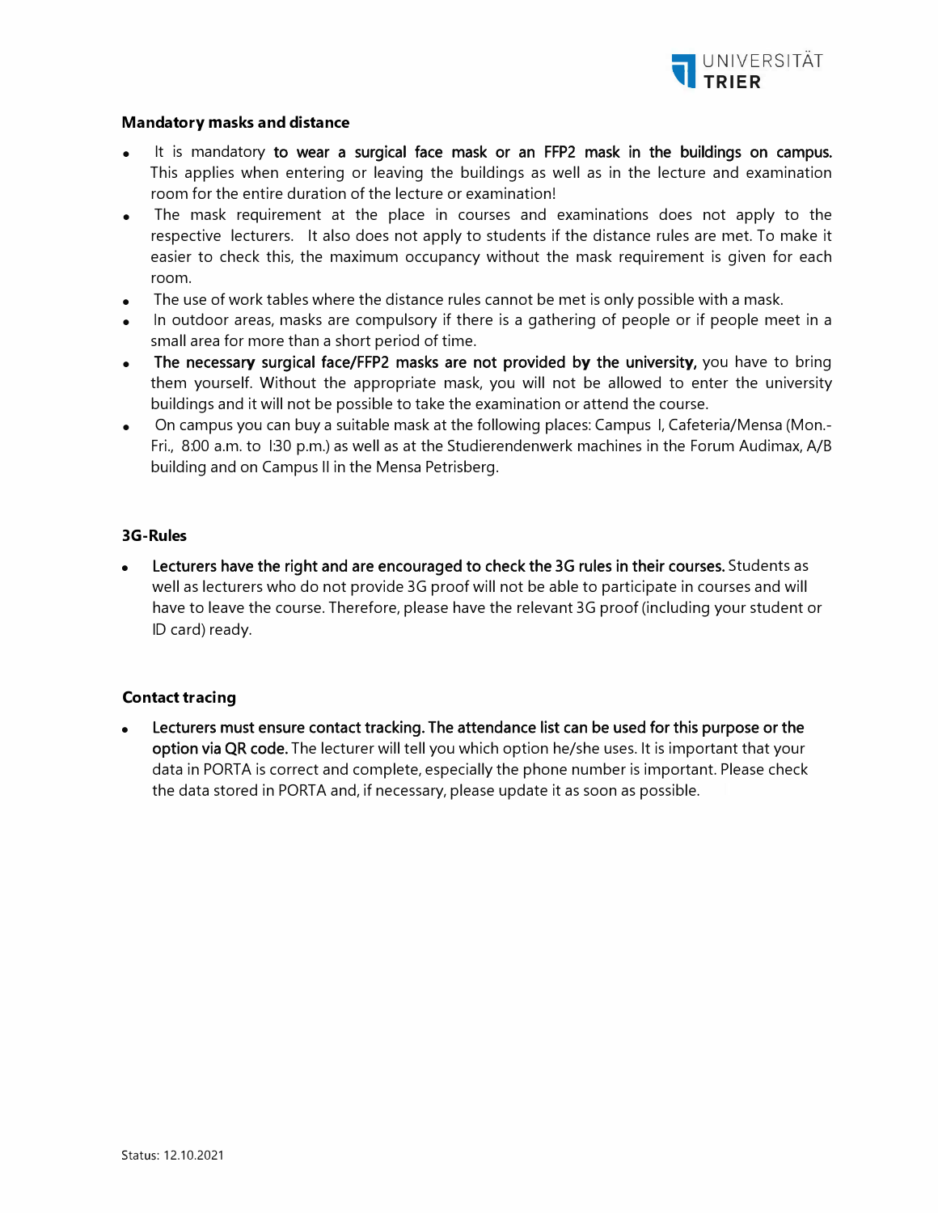### Mandatory masks and distance

- It is mandatory **to wear a surgical face mask or an FFP2 mask in the buildings on campus.** This applies when entering or leaving the buildings as well as in the lecture and examination room for the entire duration of the lecture or examination!
- The mask requirement at the place in courses and examinations does not apply to the respective lecturers. It also does not apply to students if the distance rules are met. To make it easier to check this, the maximum occupancy without the mask requirement is given for each room.
- The use of work tables where the distance rules cannot be met is only possible with a mask.
- In outdoor areas, masks are compulsory if there is a gathering of people or if people meet in a small area for more than a short period of time.
- **The necessary surgical face/FFP2 masks are not provided by the university,** you have to bring them yourself. Without the appropriate mask, you will not be allowed to enter the university buildings and it will not be possible to take the examination or attend the course.
- On campus you can buy a suitable mask at the following places: Campus I, Cafeteria/Mensa (Mon.-Fri., 8:00 a.m. to 1:30 p.m.) as well as at the Studierendenwerk machines in the Forum Audimax, A/B building and on Campus II in the Mensa Petrisberg.

### 3G-Rules

- **Lecturers have the right and are encouraged to check the 3G rules in their courses.** Students as well as lecturers who do not provide 3G proof will not be able to participate in courses and will have to leave the course. Therefore, please have the relevant 3G proof (including your student or ID card) ready.

### Contact tracing

- **Lecturers must ensure contact tracking. The attendance list can be used for this purpose or the option via QR code.** The lecturer will tell you which option he/she uses. It is important that your data in PORTA is correct and complete, especially the phone number is important. Please check the data stored in PORTA and, if necessary, please update it as soon as possible.

Status: 12.10.2021